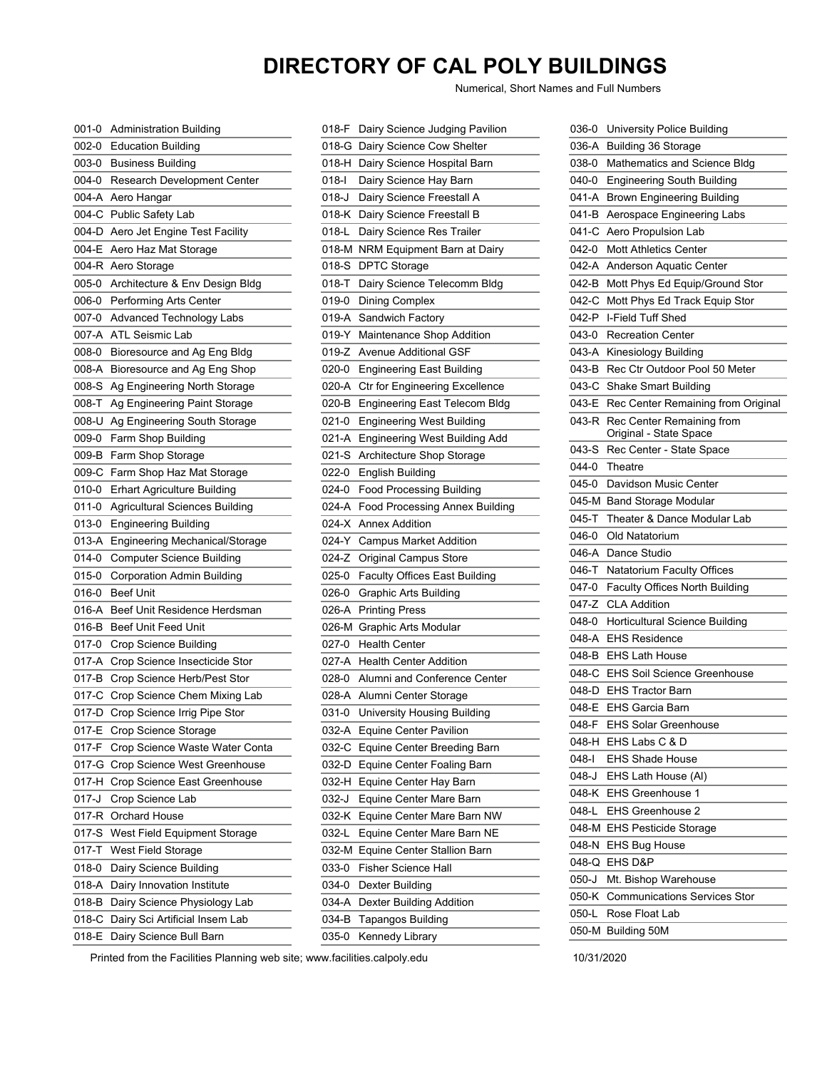# DIRECTORY OF CAL POLY BUILDINGS

Numerical, Short Names and Full Numbers

| Number | Building |
|---|---|
| 001-0 | Administration Building |
| 002-0 | Education Building |
| 003-0 | Business Building |
| 004-0 | Research Development Center |
| 004-A | Aero Hangar |
| 004-C | Public Safety Lab |
| 004-D | Aero Jet Engine Test Facility |
| 004-E | Aero Haz Mat Storage |
| 004-R | Aero Storage |
| 005-0 | Architecture & Env Design Bldg |
| 006-0 | Performing Arts Center |
| 007-0 | Advanced Technology Labs |
| 007-A | ATL Seismic Lab |
| 008-0 | Bioresource and Ag Eng Bldg |
| 008-A | Bioresource and Ag Eng Shop |
| 008-S | Ag Engineering North Storage |
| 008-T | Ag Engineering Paint Storage |
| 008-U | Ag Engineering South Storage |
| 009-0 | Farm Shop Building |
| 009-B | Farm Shop Storage |
| 009-C | Farm Shop Haz Mat Storage |
| 010-0 | Erhart Agriculture Building |
| 011-0 | Agricultural Sciences Building |
| 013-0 | Engineering Building |
| 013-A | Engineering Mechanical/Storage |
| 014-0 | Computer Science Building |
| 015-0 | Corporation Admin Building |
| 016-0 | Beef Unit |
| 016-A | Beef Unit Residence Herdsman |
| 016-B | Beef Unit Feed Unit |
| 017-0 | Crop Science Building |
| 017-A | Crop Science Insecticide Stor |
| 017-B | Crop Science Herb/Pest Stor |
| 017-C | Crop Science Chem Mixing Lab |
| 017-D | Crop Science Irrig Pipe Stor |
| 017-E | Crop Science Storage |
| 017-F | Crop Science Waste Water Conta |
| 017-G | Crop Science West Greenhouse |
| 017-H | Crop Science East Greenhouse |
| 017-J | Crop Science Lab |
| 017-R | Orchard House |
| 017-S | West Field Equipment Storage |
| 017-T | West Field Storage |
| 018-0 | Dairy Science Building |
| 018-A | Dairy Innovation Institute |
| 018-B | Dairy Science Physiology Lab |
| 018-C | Dairy Sci Artificial Insem Lab |
| 018-E | Dairy Science Bull Barn |
| 018-F | Dairy Science Judging Pavilion |
| 018-G | Dairy Science Cow Shelter |
| 018-H | Dairy Science Hospital Barn |
| 018-I | Dairy Science Hay Barn |
| 018-J | Dairy Science Freestall A |
| 018-K | Dairy Science Freestall B |
| 018-L | Dairy Science Res Trailer |
| 018-M | NRM Equipment Barn at Dairy |
| 018-S | DPTC Storage |
| 018-T | Dairy Science Telecomm Bldg |
| 019-0 | Dining Complex |
| 019-A | Sandwich Factory |
| 019-Y | Maintenance Shop Addition |
| 019-Z | Avenue Additional GSF |
| 020-0 | Engineering East Building |
| 020-A | Ctr for Engineering Excellence |
| 020-B | Engineering East Telecom Bldg |
| 021-0 | Engineering West Building |
| 021-A | Engineering West Building Add |
| 021-S | Architecture Shop Storage |
| 022-0 | English Building |
| 024-0 | Food Processing Building |
| 024-A | Food Processing Annex Building |
| 024-X | Annex Addition |
| 024-Y | Campus Market Addition |
| 024-Z | Original Campus Store |
| 025-0 | Faculty Offices East Building |
| 026-0 | Graphic Arts Building |
| 026-A | Printing Press |
| 026-M | Graphic Arts Modular |
| 027-0 | Health Center |
| 027-A | Health Center Addition |
| 028-0 | Alumni and Conference Center |
| 028-A | Alumni Center Storage |
| 031-0 | University Housing Building |
| 032-A | Equine Center Pavilion |
| 032-C | Equine Center Breeding Barn |
| 032-D | Equine Center Foaling Barn |
| 032-H | Equine Center Hay Barn |
| 032-J | Equine Center Mare Barn |
| 032-K | Equine Center Mare Barn NW |
| 032-L | Equine Center Mare Barn NE |
| 032-M | Equine Center Stallion Barn |
| 033-0 | Fisher Science Hall |
| 034-0 | Dexter Building |
| 034-A | Dexter Building Addition |
| 034-B | Tapangos Building |
| 035-0 | Kennedy Library |
| 036-0 | University Police Building |
| 036-A | Building 36 Storage |
| 038-0 | Mathematics and Science Bldg |
| 040-0 | Engineering South Building |
| 041-A | Brown Engineering Building |
| 041-B | Aerospace Engineering Labs |
| 041-C | Aero Propulsion Lab |
| 042-0 | Mott Athletics Center |
| 042-A | Anderson Aquatic Center |
| 042-B | Mott Phys Ed Equip/Ground Stor |
| 042-C | Mott Phys Ed Track Equip Stor |
| 042-P | I-Field Tuff Shed |
| 043-0 | Recreation Center |
| 043-A | Kinesiology Building |
| 043-B | Rec Ctr Outdoor Pool 50 Meter |
| 043-C | Shake Smart Building |
| 043-E | Rec Center Remaining from Original |
| 043-R | Rec Center Remaining from Original - State Space |
| 043-S | Rec Center - State Space |
| 044-0 | Theatre |
| 045-0 | Davidson Music Center |
| 045-M | Band Storage Modular |
| 045-T | Theater & Dance Modular Lab |
| 046-0 | Old Natatorium |
| 046-A | Dance Studio |
| 046-T | Natatorium Faculty Offices |
| 047-0 | Faculty Offices North Building |
| 047-Z | CLA Addition |
| 048-0 | Horticultural Science Building |
| 048-A | EHS Residence |
| 048-B | EHS Lath House |
| 048-C | EHS Soil Science Greenhouse |
| 048-D | EHS Tractor Barn |
| 048-E | EHS Garcia Barn |
| 048-F | EHS Solar Greenhouse |
| 048-H | EHS Labs C & D |
| 048-I | EHS Shade House |
| 048-J | EHS Lath House (AI) |
| 048-K | EHS Greenhouse 1 |
| 048-L | EHS Greenhouse 2 |
| 048-M | EHS Pesticide Storage |
| 048-N | EHS Bug House |
| 048-Q | EHS D&P |
| 050-J | Mt. Bishop Warehouse |
| 050-K | Communications Services Stor |
| 050-L | Rose Float Lab |
| 050-M | Building 50M |

Printed from the Facilities Planning web site; www.facilities.calpoly.edu

10/31/2020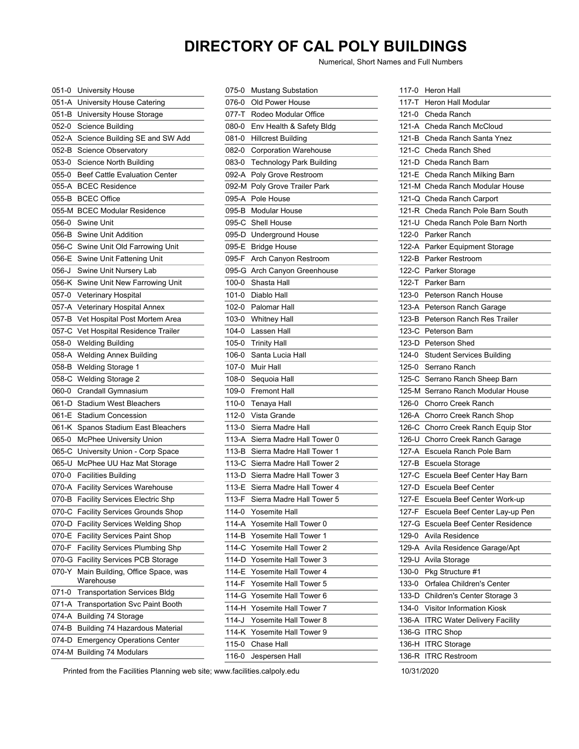# DIRECTORY OF CAL POLY BUILDINGS

Numerical, Short Names and Full Numbers

| Number | Name |
|---|---|
| 051-0 | University House |
| 051-A | University House Catering |
| 051-B | University House Storage |
| 052-0 | Science Building |
| 052-A | Science Building SE and SW Add |
| 052-B | Science Observatory |
| 053-0 | Science North Building |
| 055-0 | Beef Cattle Evaluation Center |
| 055-A | BCEC Residence |
| 055-B | BCEC Office |
| 055-M | BCEC Modular Residence |
| 056-0 | Swine Unit |
| 056-B | Swine Unit Addition |
| 056-C | Swine Unit Old Farrowing Unit |
| 056-E | Swine Unit Fattening Unit |
| 056-J | Swine Unit Nursery Lab |
| 056-K | Swine Unit New Farrowing Unit |
| 057-0 | Veterinary Hospital |
| 057-A | Veterinary Hospital Annex |
| 057-B | Vet Hospital Post Mortem Area |
| 057-C | Vet Hospital Residence Trailer |
| 058-0 | Welding Building |
| 058-A | Welding Annex Building |
| 058-B | Welding Storage 1 |
| 058-C | Welding Storage 2 |
| 060-0 | Crandall Gymnasium |
| 061-D | Stadium West Bleachers |
| 061-E | Stadium Concession |
| 061-K | Spanos Stadium East Bleachers |
| 065-0 | McPhee University Union |
| 065-C | University Union - Corp Space |
| 065-U | McPhee UU Haz Mat Storage |
| 070-0 | Facilities Building |
| 070-A | Facility Services Warehouse |
| 070-B | Facility Services Electric Shp |
| 070-C | Facility Services Grounds Shop |
| 070-D | Facility Services Welding Shop |
| 070-E | Facility Services Paint Shop |
| 070-F | Facility Services Plumbing Shp |
| 070-G | Facility Services PCB Storage |
| 070-Y | Main Building, Office Space, was Warehouse |
| 071-0 | Transportation Services Bldg |
| 071-A | Transportation Svc Paint Booth |
| 074-A | Building 74 Storage |
| 074-B | Building 74 Hazardous Material |
| 074-D | Emergency Operations Center |
| 074-M | Building 74 Modulars |
| 075-0 | Mustang Substation |
| 076-0 | Old Power House |
| 077-T | Rodeo Modular Office |
| 080-0 | Env Health & Safety Bldg |
| 081-0 | Hillcrest Building |
| 082-0 | Corporation Warehouse |
| 083-0 | Technology Park Building |
| 092-A | Poly Grove Restroom |
| 092-M | Poly Grove Trailer Park |
| 095-A | Pole House |
| 095-B | Modular House |
| 095-C | Shell House |
| 095-D | Underground House |
| 095-E | Bridge House |
| 095-F | Arch Canyon Restroom |
| 095-G | Arch Canyon Greenhouse |
| 100-0 | Shasta Hall |
| 101-0 | Diablo Hall |
| 102-0 | Palomar Hall |
| 103-0 | Whitney Hall |
| 104-0 | Lassen Hall |
| 105-0 | Trinity Hall |
| 106-0 | Santa Lucia Hall |
| 107-0 | Muir Hall |
| 108-0 | Sequoia Hall |
| 109-0 | Fremont Hall |
| 110-0 | Tenaya Hall |
| 112-0 | Vista Grande |
| 113-0 | Sierra Madre Hall |
| 113-A | Sierra Madre Hall Tower 0 |
| 113-B | Sierra Madre Hall Tower 1 |
| 113-C | Sierra Madre Hall Tower 2 |
| 113-D | Sierra Madre Hall Tower 3 |
| 113-E | Sierra Madre Hall Tower 4 |
| 113-F | Sierra Madre Hall Tower 5 |
| 114-0 | Yosemite Hall |
| 114-A | Yosemite Hall Tower 0 |
| 114-B | Yosemite Hall Tower 1 |
| 114-C | Yosemite Hall Tower 2 |
| 114-D | Yosemite Hall Tower 3 |
| 114-E | Yosemite Hall Tower 4 |
| 114-F | Yosemite Hall Tower 5 |
| 114-G | Yosemite Hall Tower 6 |
| 114-H | Yosemite Hall Tower 7 |
| 114-J | Yosemite Hall Tower 8 |
| 114-K | Yosemite Hall Tower 9 |
| 115-0 | Chase Hall |
| 116-0 | Jespersen Hall |
| 117-0 | Heron Hall |
| 117-T | Heron Hall Modular |
| 121-0 | Cheda Ranch |
| 121-A | Cheda Ranch McCloud |
| 121-B | Cheda Ranch Santa Ynez |
| 121-C | Cheda Ranch Shed |
| 121-D | Cheda Ranch Barn |
| 121-E | Cheda Ranch Milking Barn |
| 121-M | Cheda Ranch Modular House |
| 121-Q | Cheda Ranch Carport |
| 121-R | Cheda Ranch Pole Barn South |
| 121-U | Cheda Ranch Pole Barn North |
| 122-0 | Parker Ranch |
| 122-A | Parker Equipment Storage |
| 122-B | Parker Restroom |
| 122-C | Parker Storage |
| 122-T | Parker Barn |
| 123-0 | Peterson Ranch House |
| 123-A | Peterson Ranch Garage |
| 123-B | Peterson Ranch Res Trailer |
| 123-C | Peterson Barn |
| 123-D | Peterson Shed |
| 124-0 | Student Services Building |
| 125-0 | Serrano Ranch |
| 125-C | Serrano Ranch Sheep Barn |
| 125-M | Serrano Ranch Modular House |
| 126-0 | Chorro Creek Ranch |
| 126-A | Chorro Creek Ranch Shop |
| 126-C | Chorro Creek Ranch Equip Stor |
| 126-U | Chorro Creek Ranch Garage |
| 127-A | Escuela Ranch Pole Barn |
| 127-B | Escuela Storage |
| 127-C | Escuela Beef Center Hay Barn |
| 127-D | Escuela Beef Center |
| 127-E | Escuela Beef Center Work-up |
| 127-F | Escuela Beef Center Lay-up Pen |
| 127-G | Escuela Beef Center Residence |
| 129-0 | Avila Residence |
| 129-A | Avila Residence Garage/Apt |
| 129-U | Avila Storage |
| 130-0 | Pkg Structure #1 |
| 133-0 | Orfalea Children's Center |
| 133-D | Children's Center Storage 3 |
| 134-0 | Visitor Information Kiosk |
| 136-A | ITRC Water Delivery Facility |
| 136-G | ITRC Shop |
| 136-H | ITRC Storage |
| 136-R | ITRC Restroom |

Printed from the Facilities Planning web site; www.facilities.calpoly.edu

10/31/2020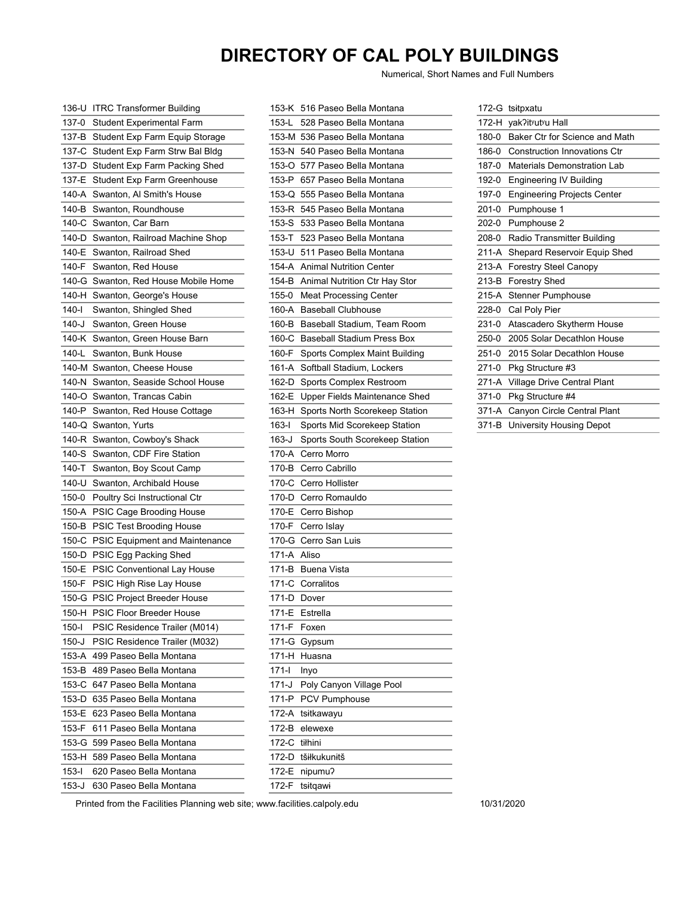# DIRECTORY OF CAL POLY BUILDINGS

Numerical, Short Names and Full Numbers

| | |
|---|---|
| 136-U | ITRC Transformer Building |
| 137-0 | Student Experimental Farm |
| 137-B | Student Exp Farm Equip Storage |
| 137-C | Student Exp Farm Strw Bal Bldg |
| 137-D | Student Exp Farm Packing Shed |
| 137-E | Student Exp Farm Greenhouse |
| 140-A | Swanton, Al Smith's House |
| 140-B | Swanton, Roundhouse |
| 140-C | Swanton, Car Barn |
| 140-D | Swanton, Railroad Machine Shop |
| 140-E | Swanton, Railroad Shed |
| 140-F | Swanton, Red House |
| 140-G | Swanton, Red House Mobile Home |
| 140-H | Swanton, George's House |
| 140-I | Swanton, Shingled Shed |
| 140-J | Swanton, Green House |
| 140-K | Swanton, Green House Barn |
| 140-L | Swanton, Bunk House |
| 140-M | Swanton, Cheese House |
| 140-N | Swanton, Seaside School House |
| 140-O | Swanton, Trancas Cabin |
| 140-P | Swanton, Red House Cottage |
| 140-Q | Swanton, Yurts |
| 140-R | Swanton, Cowboy's Shack |
| 140-S | Swanton, CDF Fire Station |
| 140-T | Swanton, Boy Scout Camp |
| 140-U | Swanton, Archibald House |
| 150-0 | Poultry Sci Instructional Ctr |
| 150-A | PSIC Cage Brooding House |
| 150-B | PSIC Test Brooding House |
| 150-C | PSIC Equipment and Maintenance |
| 150-D | PSIC Egg Packing Shed |
| 150-E | PSIC Conventional Lay House |
| 150-F | PSIC High Rise Lay House |
| 150-G | PSIC Project Breeder House |
| 150-H | PSIC Floor Breeder House |
| 150-I | PSIC Residence Trailer (M014) |
| 150-J | PSIC Residence Trailer (M032) |
| 153-A | 499 Paseo Bella Montana |
| 153-B | 489 Paseo Bella Montana |
| 153-C | 647 Paseo Bella Montana |
| 153-D | 635 Paseo Bella Montana |
| 153-E | 623 Paseo Bella Montana |
| 153-F | 611 Paseo Bella Montana |
| 153-G | 599 Paseo Bella Montana |
| 153-H | 589 Paseo Bella Montana |
| 153-I | 620 Paseo Bella Montana |
| 153-J | 630 Paseo Bella Montana |
| 153-K | 516 Paseo Bella Montana |
| 153-L | 528 Paseo Bella Montana |
| 153-M | 536 Paseo Bella Montana |
| 153-N | 540 Paseo Bella Montana |
| 153-O | 577 Paseo Bella Montana |
| 153-P | 657 Paseo Bella Montana |
| 153-Q | 555 Paseo Bella Montana |
| 153-R | 545 Paseo Bella Montana |
| 153-S | 533 Paseo Bella Montana |
| 153-T | 523 Paseo Bella Montana |
| 153-U | 511 Paseo Bella Montana |
| 154-A | Animal Nutrition Center |
| 154-B | Animal Nutrition Ctr Hay Stor |
| 155-0 | Meat Processing Center |
| 160-A | Baseball Clubhouse |
| 160-B | Baseball Stadium, Team Room |
| 160-C | Baseball Stadium Press Box |
| 160-F | Sports Complex Maint Building |
| 161-A | Softball Stadium, Lockers |
| 162-D | Sports Complex Restroom |
| 162-E | Upper Fields Maintenance Shed |
| 163-H | Sports North Scorekeep Station |
| 163-I | Sports Mid Scorekeep Station |
| 163-J | Sports South Scorekeep Station |
| 170-A | Cerro Morro |
| 170-B | Cerro Cabrillo |
| 170-C | Cerro Hollister |
| 170-D | Cerro Romauldo |
| 170-E | Cerro Bishop |
| 170-F | Cerro Islay |
| 170-G | Cerro San Luis |
| 171-A | Aliso |
| 171-B | Buena Vista |
| 171-C | Corralitos |
| 171-D | Dover |
| 171-E | Estrella |
| 171-F | Foxen |
| 171-G | Gypsum |
| 171-H | Huasna |
| 171-I | Inyo |
| 171-J | Poly Canyon Village Pool |
| 171-P | PCV Pumphouse |
| 172-A | tsitkawayu |
| 172-B | elewexe |
| 172-C | tiłhini |
| 172-D | tšiłkukunitš |
| 172-E | nipumuʔ |
| 172-F | tsitqawɨ |
| 172-G | tsɨtpxatu |
| 172-H | yakʔitʸutʸu Hall |
| 180-0 | Baker Ctr for Science and Math |
| 186-0 | Construction Innovations Ctr |
| 187-0 | Materials Demonstration Lab |
| 192-0 | Engineering IV Building |
| 197-0 | Engineering Projects Center |
| 201-0 | Pumphouse 1 |
| 202-0 | Pumphouse 2 |
| 208-0 | Radio Transmitter Building |
| 211-A | Shepard Reservoir Equip Shed |
| 213-A | Forestry Steel Canopy |
| 213-B | Forestry Shed |
| 215-A | Stenner Pumphouse |
| 228-0 | Cal Poly Pier |
| 231-0 | Atascadero Skytherm House |
| 250-0 | 2005 Solar Decathlon House |
| 251-0 | 2015 Solar Decathlon House |
| 271-0 | Pkg Structure #3 |
| 271-A | Village Drive Central Plant |
| 371-0 | Pkg Structure #4 |
| 371-A | Canyon Circle Central Plant |
| 371-B | University Housing Depot |

Printed from the Facilities Planning web site; www.facilities.calpoly.edu

10/31/2020